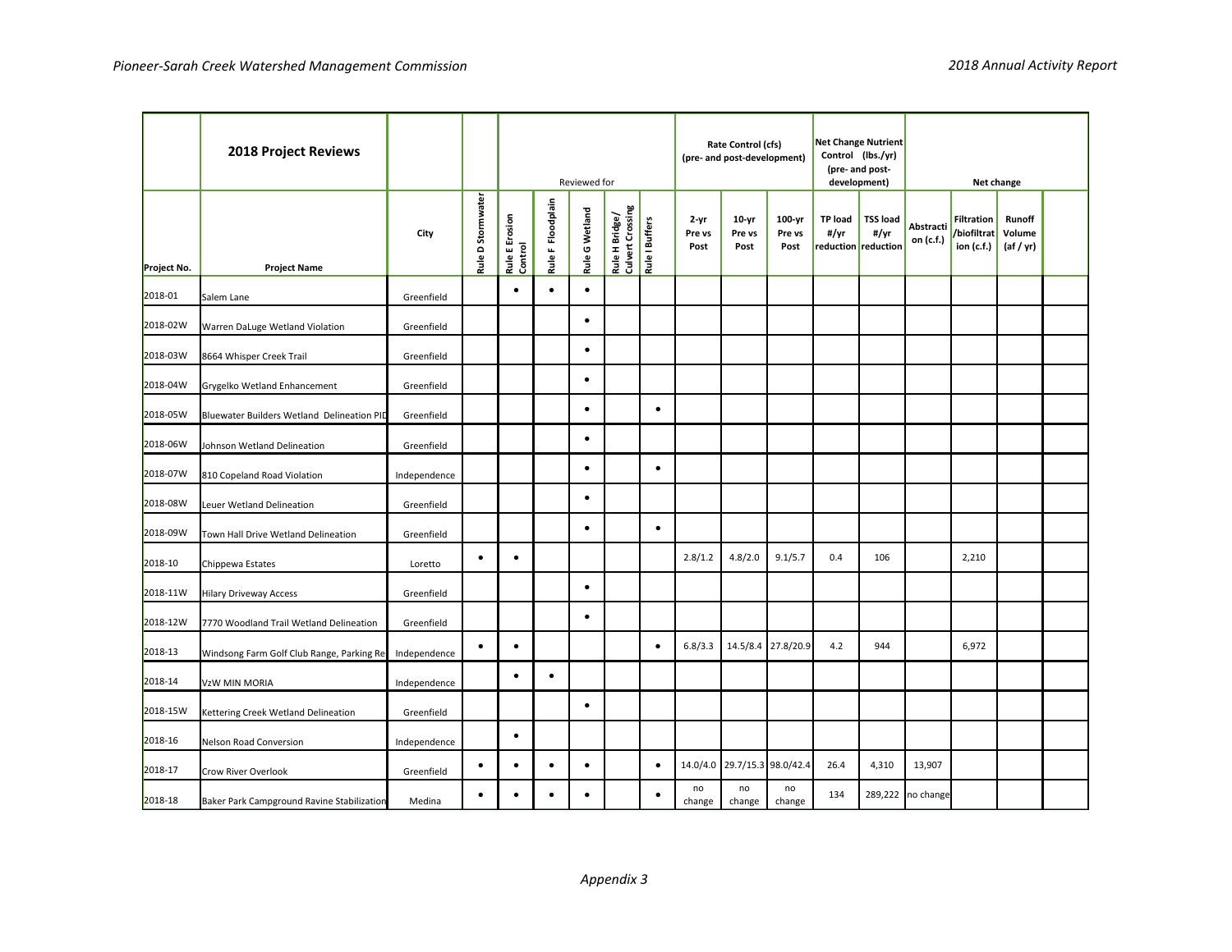| | **2018 Project Reviews** | | | Reviewed for | | | | | Rate Control (cfs) (pre- and post-development) | | | Net Change Nutrient Control (lbs./yr) (pre- and post-development) | | Net change | | | |
|---|---|---|---|---|---|---|---|---|---|---|---|---|---|---|---|---|---|
| **Project No.** | **Project Name** | **City** | **Rule D Stormwater** | **Rule E Erosion Control** | **Rule F Floodplain** | **Rule G Wetland** | **Rule H Bridge/ Culvert Crossing** | **Rule I Buffers** | **2-yr Pre vs Post** | **10-yr Pre vs Post** | **100-yr Pre vs Post** | **TP load #/yr reduction** | **TSS load #/yr reduction** | **Abstraction (c.f.)** | **Filtration /biofiltration (c.f.)** | **Runoff Volume (af / yr)** | |
| 2018-01 | Salem Lane | Greenfield | | • | • | • | | | | | | | | | | | |
| 2018-02W | Warren DaLuge Wetland Violation | Greenfield | | | | • | | | | | | | | | | | |
| 2018-03W | 8664 Whisper Creek Trail | Greenfield | | | | • | | | | | | | | | | | |
| 2018-04W | Grygelko Wetland Enhancement | Greenfield | | | | • | | | | | | | | | | | |
| 2018-05W | Bluewater Builders Wetland Delineation PID | Greenfield | | | | • | | • | | | | | | | | | |
| 2018-06W | Johnson Wetland Delineation | Greenfield | | | | • | | | | | | | | | | | |
| 2018-07W | 810 Copeland Road Violation | Independence | | | | • | | • | | | | | | | | | |
| 2018-08W | Leuer Wetland Delineation | Greenfield | | | | • | | | | | | | | | | | |
| 2018-09W | Town Hall Drive Wetland Delineation | Greenfield | | | | • | | • | | | | | | | | | |
| 2018-10 | Chippewa Estates | Loretto | • | • | | | | | 2.8/1.2 | 4.8/2.0 | 9.1/5.7 | 0.4 | 106 | | 2,210 | | |
| 2018-11W | Hilary Driveway Access | Greenfield | | | | • | | | | | | | | | | | |
| 2018-12W | 7770 Woodland Trail Wetland Delineation | Greenfield | | | | • | | | | | | | | | | | |
| 2018-13 | Windsong Farm Golf Club Range, Parking Re | Independence | • | • | | | | • | 6.8/3.3 | 14.5/8.4 | 27.8/20.9 | 4.2 | 944 | | 6,972 | | |
| 2018-14 | VzW MIN MORIA | Independence | | • | • | | | | | | | | | | | | |
| 2018-15W | Kettering Creek Wetland Delineation | Greenfield | | | | • | | | | | | | | | | | |
| 2018-16 | Nelson Road Conversion | Independence | | • | | | | | | | | | | | | | |
| 2018-17 | Crow River Overlook | Greenfield | • | • | • | • | | • | 14.0/4.0 | 29.7/15.3 | 98.0/42.4 | 26.4 | 4,310 | 13,907 | | | |
| 2018-18 | Baker Park Campground Ravine Stabilization | Medina | • | • | • | • | | • | no change | no change | no change | 134 | 289,222 | no change | | | |

*Appendix 3*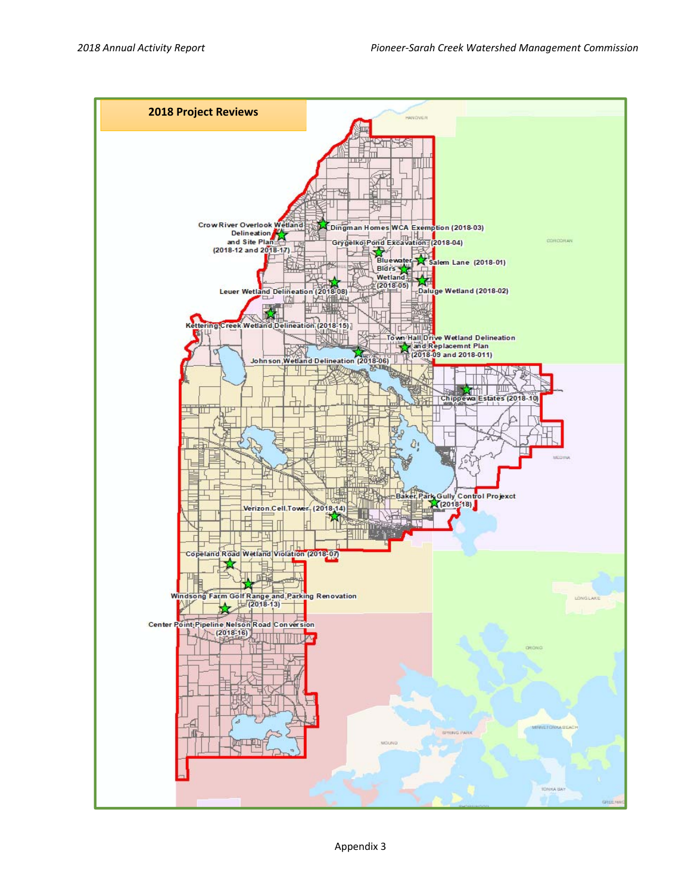2018 Project Reviews

Crow River Overlook Wetland Delineation and Site Plan (2018-12 and 2018-17)

Dingman Homes WCA Exemption (2018-03)

Grygelko Pond Excavation (2018-04)

Bluewater Bldrs Wetland (2018-05)

Salem Lane (2018-01)

Daluge Wetland (2018-02)

Leuer Wetland Delineation (2018-08)

Kettering Creek Wetland Delineation (2018-15)

Town Hall Drive Wetland Delineation and Replacemnt Plan (2018-09 and 2018-011)

Johnson Wetland Delineation (2018-06)

Chippewa Estates (2018-10)

Baker Park Gully Control Projexct (2018-18)

Verizon Cell Tower (2018-14)

Copeland Road Wetland Violation (2018-07)

Windsong Farm Golf Range and Parking Renovation (2018-13)

Center Point Pipeline Nelson Road Conversion (2018-16)

HANOVER

CORCORAN

MEDINA

LONG LAKE

ORONO

MINNETONKA BEACH

SPRING PARK

MOUND

TONKA BAY

Appendix 3